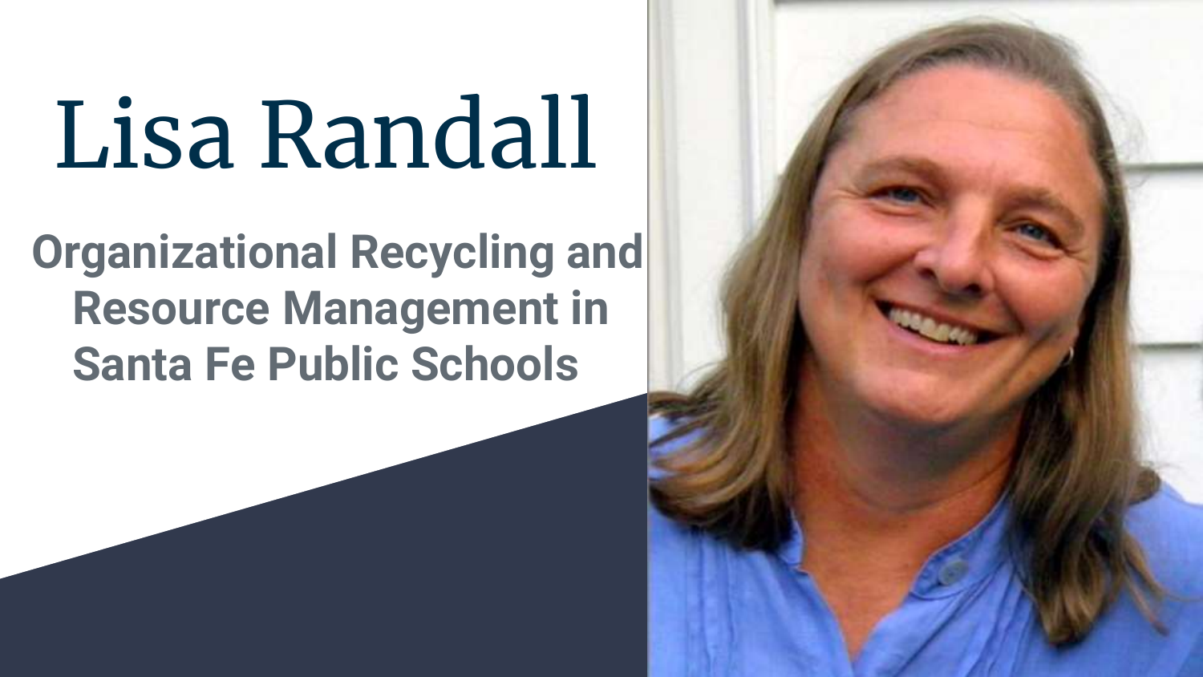# Lisa Randall

**Organizational Recycling and Resource Management in Santa Fe Public Schools**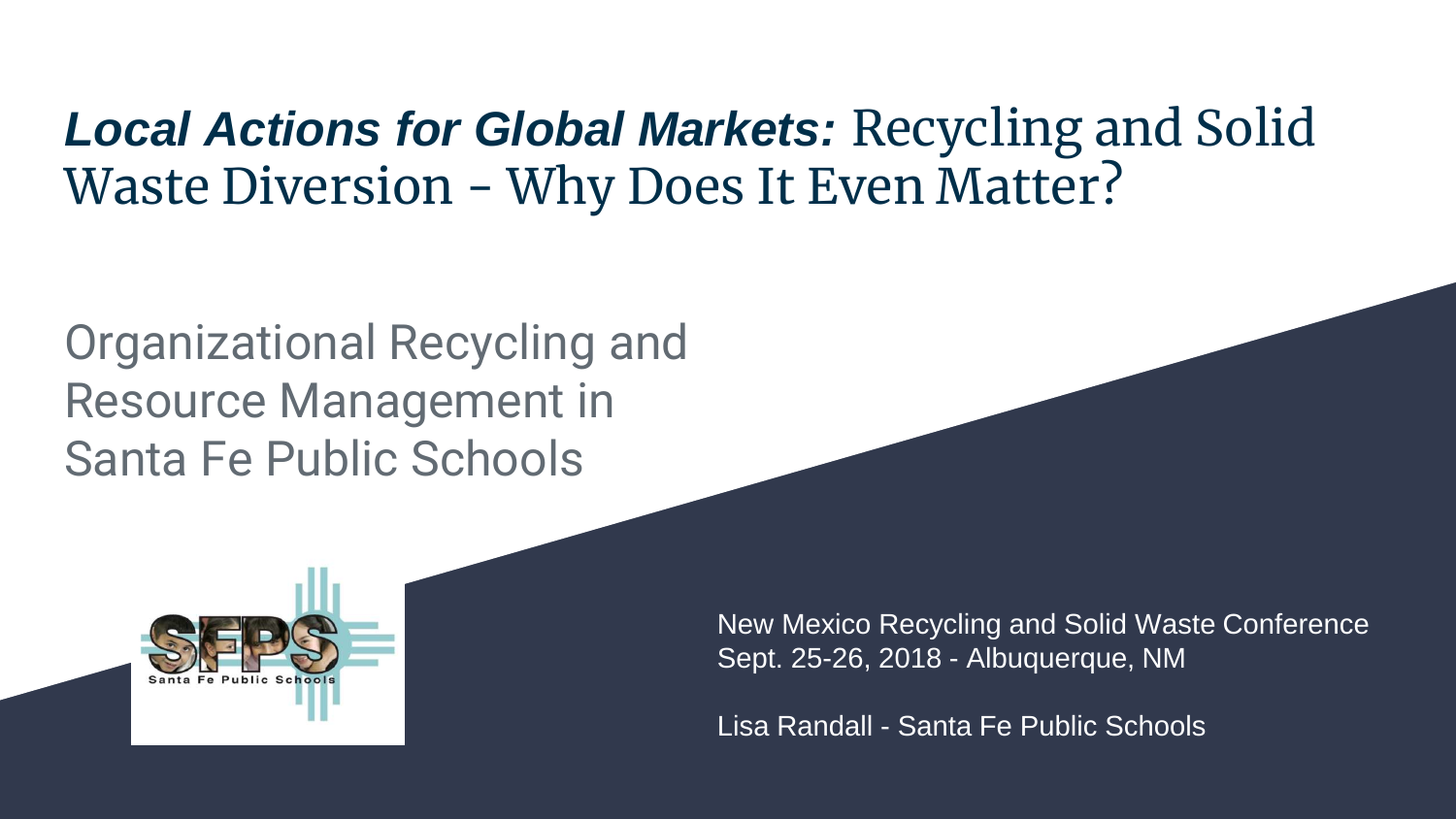# ***Local Actions for Global Markets:*** Recycling and Solid Waste Diversion - Why Does It Even Matter?

## Organizational Recycling and Resource Management in Santa Fe Public Schools

New Mexico Recycling and Solid Waste Conference
Sept. 25-26, 2018 - Albuquerque, NM

Lisa Randall - Santa Fe Public Schools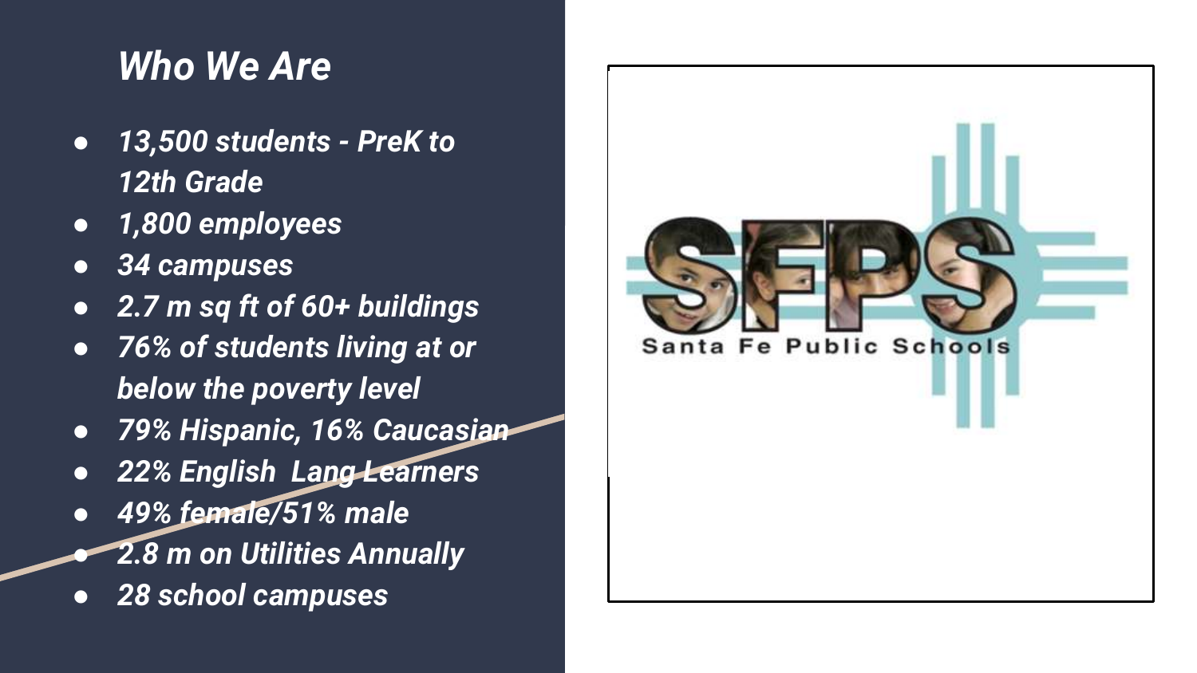## *Who We Are*

- *13,500 students - PreK to 12th Grade*
- *1,800 employees*
- *34 campuses*
- *2.7 m sq ft of 60+ buildings*
- *76% of students living at or below the poverty level*
- *79% Hispanic, 16% Caucasian*
- *22% English Lang Learners*
- *49% female/51% male*
- *2.8 m on Utilities Annually*
- *28 school campuses*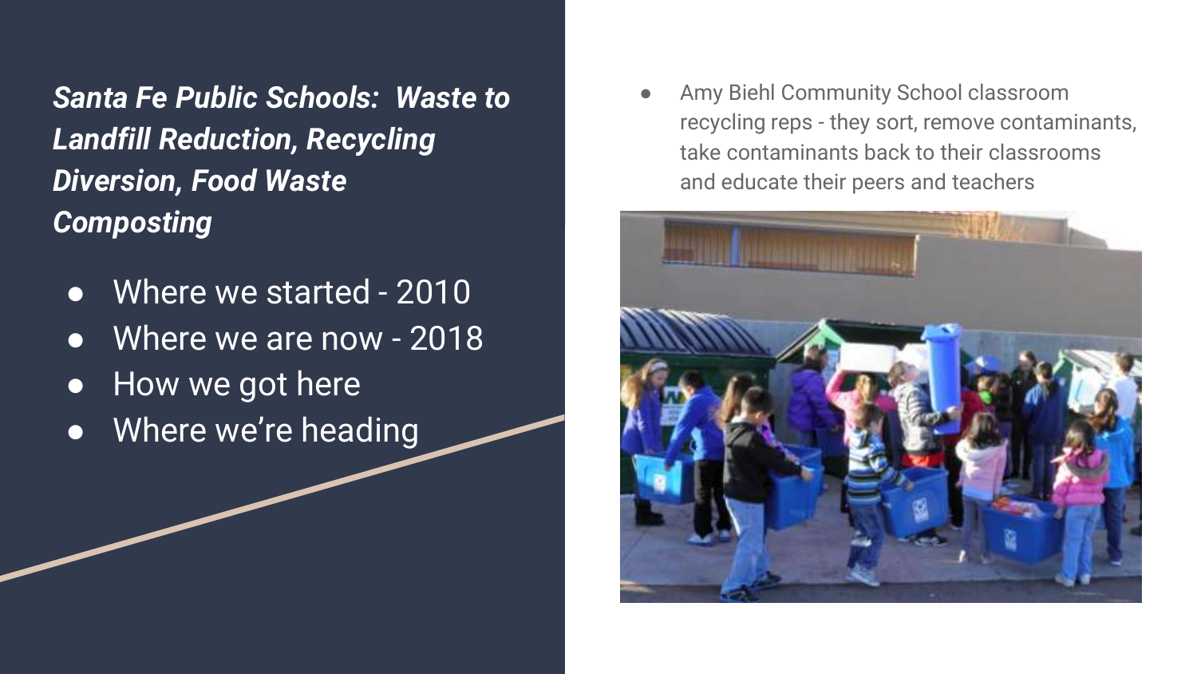## *Santa Fe Public Schools: Waste to Landfill Reduction, Recycling Diversion, Food Waste Composting*

- Where we started - 2010
- Where we are now - 2018
- How we got here
- Where we're heading

- Amy Biehl Community School classroom recycling reps - they sort, remove contaminants, take contaminants back to their classrooms and educate their peers and teachers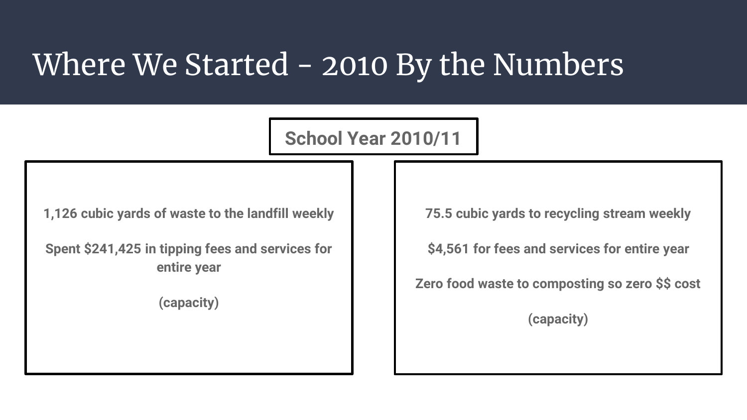# Where We Started - 2010 By the Numbers

**School Year 2010/11**

**1,126 cubic yards of waste to the landfill weekly**

**Spent $241,425 in tipping fees and services for entire year**

**(capacity)**

**75.5 cubic yards to recycling stream weekly**

**$4,561 for fees and services for entire year**

**Zero food waste to composting so zero $$ cost**

**(capacity)**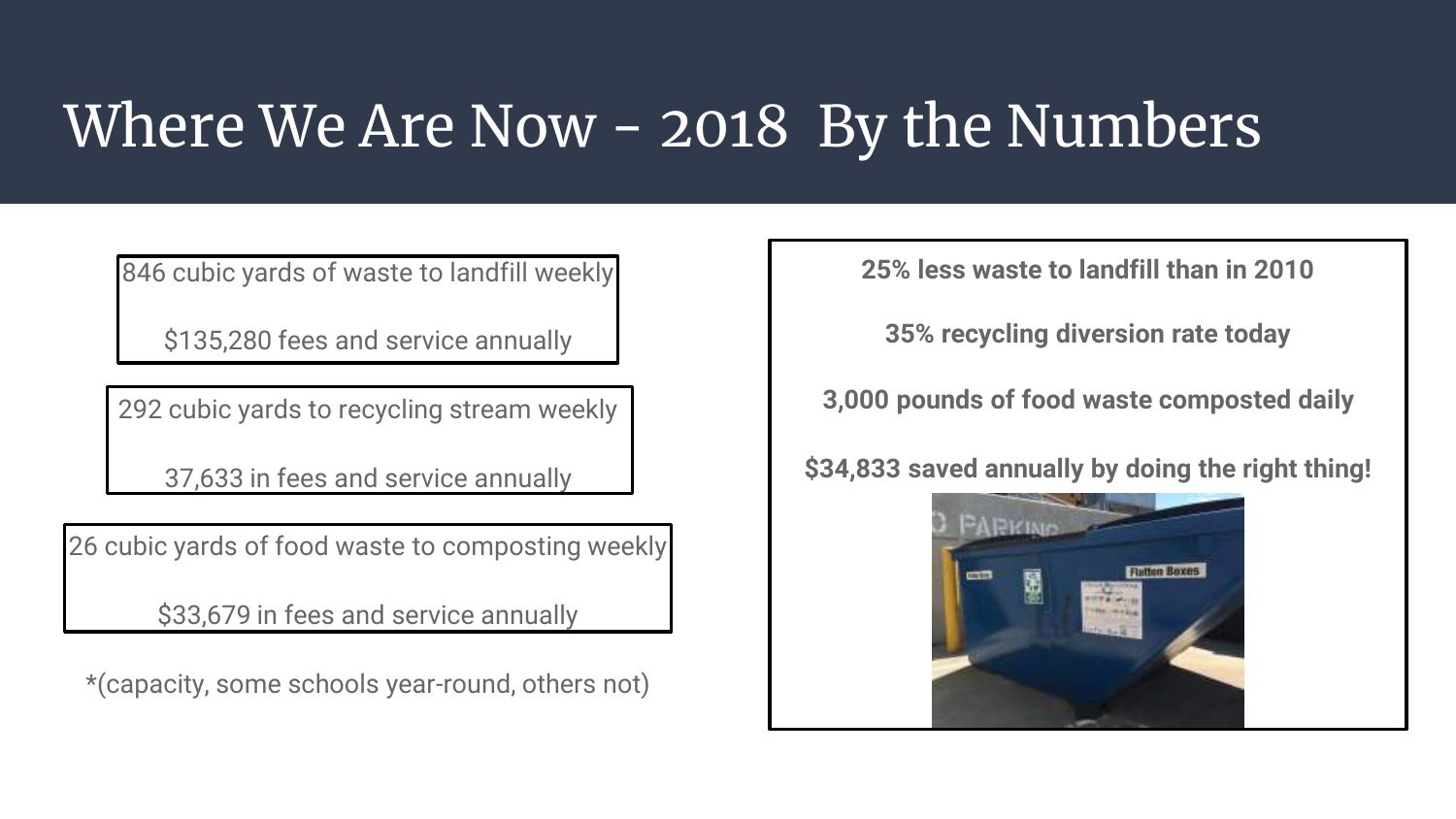# Where We Are Now - 2018 By the Numbers

846 cubic yards of waste to landfill weekly

$135,280 fees and service annually

292 cubic yards to recycling stream weekly

37,633 in fees and service annually

26 cubic yards of food waste to composting weekly

$33,679 in fees and service annually

*(capacity, some schools year-round, others not)

**25% less waste to landfill than in 2010**

**35% recycling diversion rate today**

**3,000 pounds of food waste composted daily**

**$34,833 saved annually by doing the right thing!**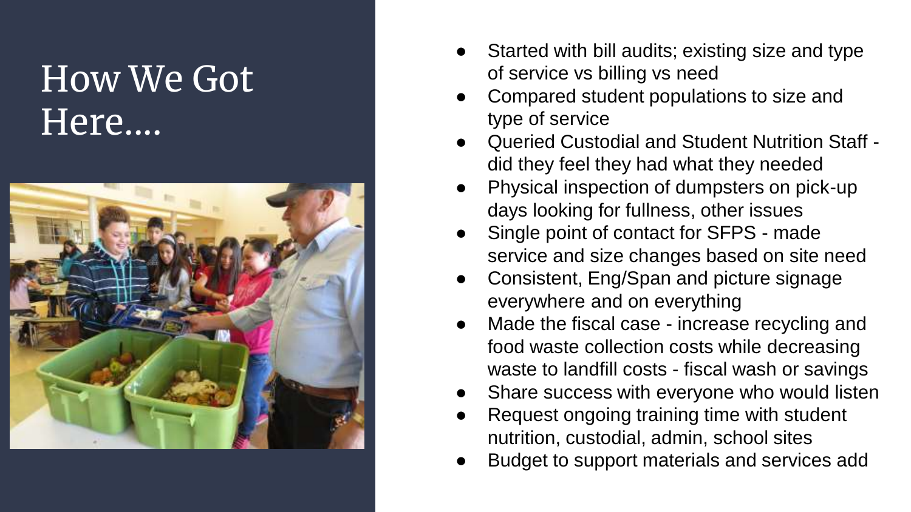# How We Got Here....

- Started with bill audits; existing size and type of service vs billing vs need
- Compared student populations to size and type of service
- Queried Custodial and Student Nutrition Staff - did they feel they had what they needed
- Physical inspection of dumpsters on pick-up days looking for fullness, other issues
- Single point of contact for SFPS - made service and size changes based on site need
- Consistent, Eng/Span and picture signage everywhere and on everything
- Made the fiscal case - increase recycling and food waste collection costs while decreasing waste to landfill costs - fiscal wash or savings
- Share success with everyone who would listen
- Request ongoing training time with student nutrition, custodial, admin, school sites
- Budget to support materials and services add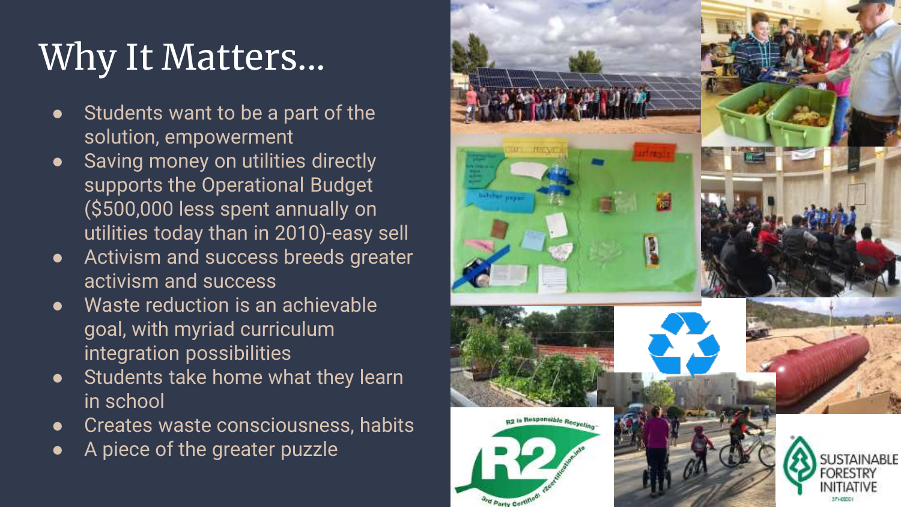# Why It Matters...

- Students want to be a part of the solution, empowerment
- Saving money on utilities directly supports the Operational Budget ($500,000 less spent annually on utilities today than in 2010)-easy sell
- Activism and success breeds greater activism and success
- Waste reduction is an achievable goal, with myriad curriculum integration possibilities
- Students take home what they learn in school
- Creates waste consciousness, habits
- A piece of the greater puzzle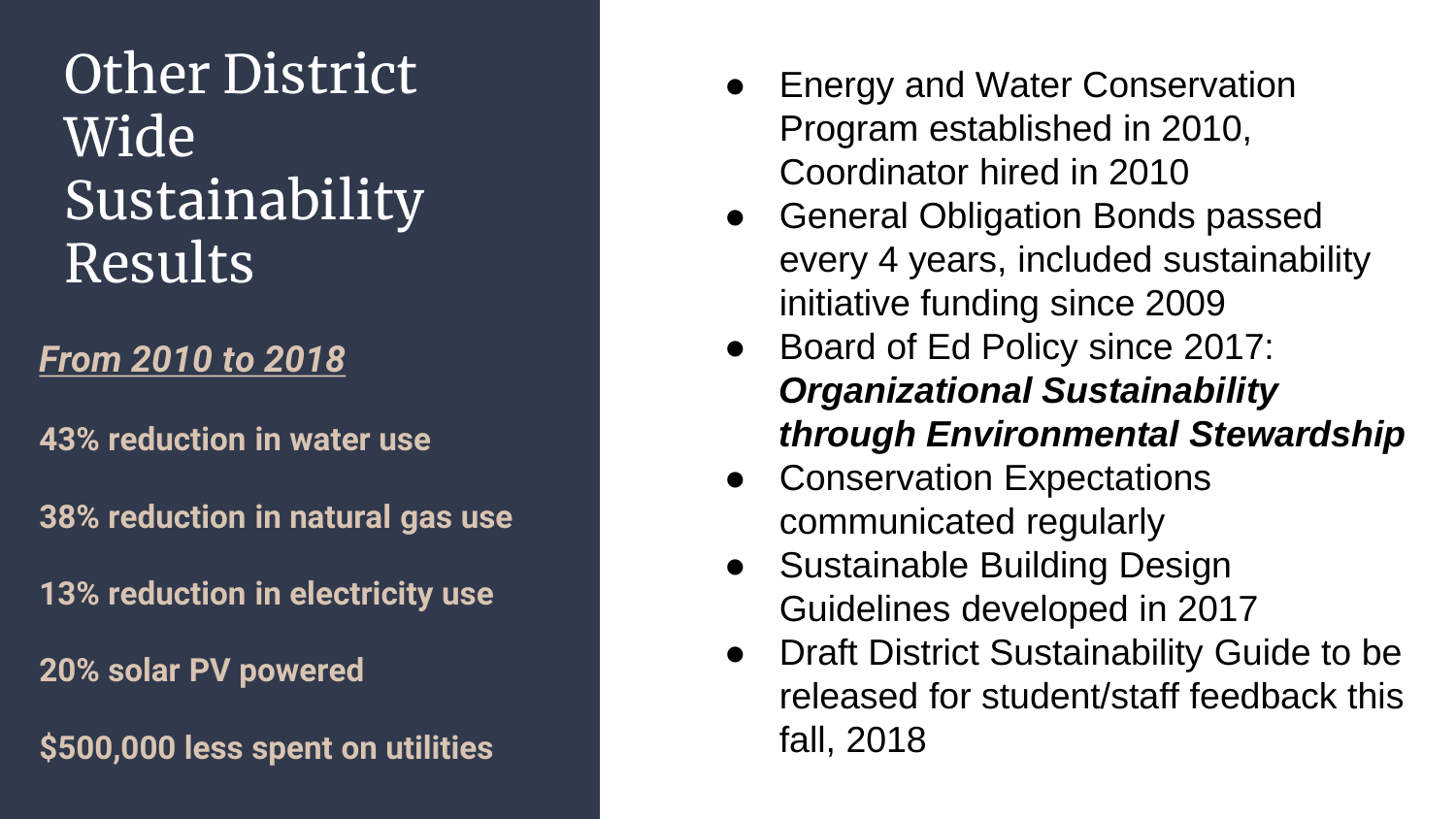# Other District Wide Sustainability Results

***From 2010 to 2018***

**43% reduction in water use**

**38% reduction in natural gas use**

**13% reduction in electricity use**

**20% solar PV powered**

**$500,000 less spent on utilities**

- Energy and Water Conservation Program established in 2010, Coordinator hired in 2010
- General Obligation Bonds passed every 4 years, included sustainability initiative funding since 2009
- Board of Ed Policy since 2017: ***Organizational Sustainability through Environmental Stewardship***
- Conservation Expectations communicated regularly
- Sustainable Building Design Guidelines developed in 2017
- Draft District Sustainability Guide to be released for student/staff feedback this fall, 2018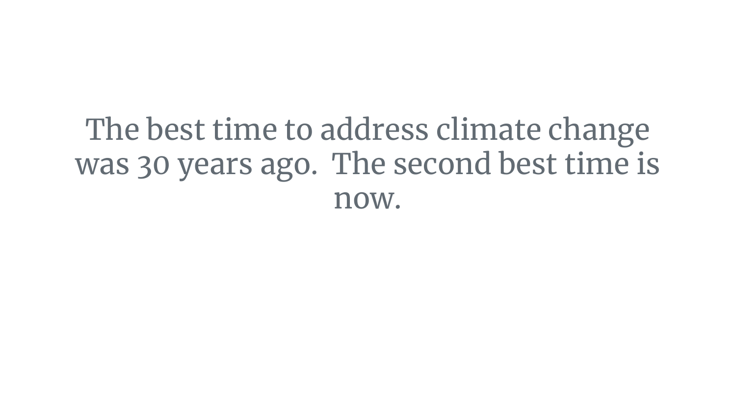The best time to address climate change was 30 years ago.  The second best time is now.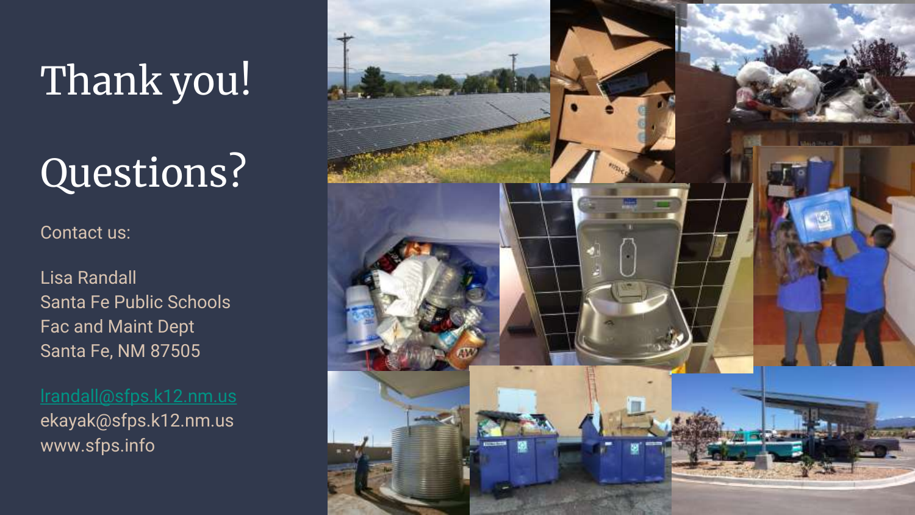# Thank you!

# Questions?

Contact us:

Lisa Randall
Santa Fe Public Schools
Fac and Maint Dept
Santa Fe, NM 87505

lrandall@sfps.k12.nm.us
ekayak@sfps.k12.nm.us
www.sfps.info